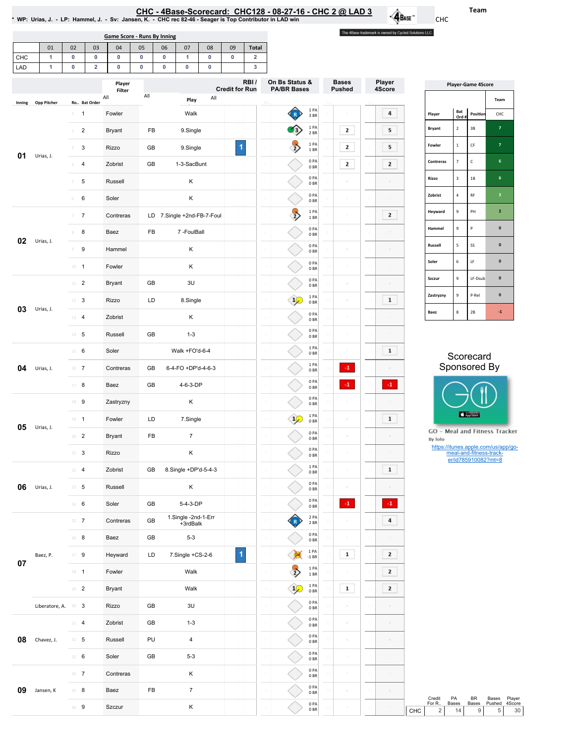# CHC - 4Base-Scorecard: CHC128 - 08-27-16 - CHC 2 @ LAD 3

* WP: Urias, J. - LP: Hammel, J. - Sv: Jansen, K. - CHC rec 82-46 - Seager is Top Contributor in LAD win

Team: CHC

The 4Base trademark is owned by Cycled Solutions LLC.

## Game Score - Runs By Inning

| | 01 | 02 | 03 | 04 | 05 | 06 | 07 | 08 | 09 | Total |
|---|---|---|---|---|---|---|---|---|---|---|
| CHC | 1 | 0 | 0 | 0 | 0 | 0 | 1 | 0 | 0 | 2 |
| LAD | 1 | 0 | 2 | 0 | 0 | 0 | 0 | 0 | | 3 |

| Inning | Opp Pitcher | Ro.. | Bat Order | Player | | Play | RBI / Credit for Run | On Bs Status & PA/BR Bases | Bases Pushed | Player 4Score |
|---|---|---|---|---|---|---|---|---|---|---|
| 01 | Urias, J. | 1 | 1 | Fowler | | Walk | | R; 1 PA 3 BR | | 4 |
| | | 2 | 2 | Bryant | FB | 9.Single | | 3; 1 PA 2 BR | 2 | 5 |
| | | 3 | 3 | Rizzo | GB | 9.Single | 1 | 2; 1 PA 1 BR | 2 | 5 |
| | | 4 | 4 | Zobrist | GB | 1-3-SacBunt | | 0 PA 0 BR | 2 | 2 |
| | | 5 | 5 | Russell | | K | | 0 PA 0 BR | | |
| | | 6 | 6 | Soler | | K | | 0 PA 0 BR | | |
| 02 | Urias, J. | 7 | 7 | Contreras | LD | 7.Single +2nd-FB-7-Foul | | 2; 1 PA 1 BR | | 2 |
| | | 8 | 8 | Baez | FB | 7 -FoulBall | | 0 PA 0 BR | | |
| | | 9 | 9 | Hammel | | K | | 0 PA 0 BR | | |
| | | 10 | 1 | Fowler | | K | | 0 PA 0 BR | | |
| 03 | Urias, J. | 11 | 2 | Bryant | GB | 3U | | 0 PA 0 BR | | |
| | | 12 | 3 | Rizzo | LD | 8.Single | | 1; 1 PA 0 BR | | 1 |
| | | 13 | 4 | Zobrist | | K | | 0 PA 0 BR | | |
| | | 14 | 5 | Russell | GB | 1-3 | | 0 PA 0 BR | | |
| 04 | Urias, J. | 15 | 6 | Soler | | Walk +FO'd-6-4 | | 1 PA 0 BR | | 1 |
| | | 16 | 7 | Contreras | GB | 6-4-FO +DP'd-4-6-3 | | 1 PA 0 BR | -1 | |
| | | 17 | 8 | Baez | GB | 4-6-3-DP | | 0 PA 0 BR | -1 | -1 |
| 05 | Urias, J. | 18 | 9 | Zastryzny | | K | | 0 PA 0 BR | | |
| | | 19 | 1 | Fowler | LD | 7.Single | | 1; 1 PA 0 BR | | 1 |
| | | 20 | 2 | Bryant | FB | 7 | | 0 PA 0 BR | | |
| | | 21 | 3 | Rizzo | | K | | 0 PA 0 BR | | |
| 06 | Urias, J. | 22 | 4 | Zobrist | GB | 8.Single +DP'd-5-4-3 | | 1 PA 0 BR | | 1 |
| | | 23 | 5 | Russell | | K | | 0 PA 0 BR | | |
| | | 24 | 6 | Soler | GB | 5-4-3-DP | | 0 PA 0 BR | -1 | -1 |
| 07 | Baez, P. | 25 | 7 | Contreras | GB | 1.Single -2nd-1-Err +3rdBalk | | R; 2 PA 2 BR | | 4 |
| | | 26 | 8 | Baez | GB | 5-3 | | 0 PA 0 BR | | |
| | | 27 | 9 | Heyward | LD | 7.Single +CS-2-6 | 1 | 1 PA -1 BR | 1 | 2 |
| | | 28 | 1 | Fowler | | Walk | | 2; 1 PA 1 BR | | 2 |
| | | 29 | 2 | Bryant | | Walk | | 1; 1 PA 0 BR | 1 | 2 |
| | Liberatore, A. | 30 | 3 | Rizzo | GB | 3U | | 0 PA 0 BR | | |
| 08 | Chavez, J. | 31 | 4 | Zobrist | GB | 1-3 | | 0 PA 0 BR | | |
| | | 32 | 5 | Russell | PU | 4 | | 0 PA 0 BR | | |
| | | 33 | 6 | Soler | GB | 5-3 | | 0 PA 0 BR | | |
| 09 | Jansen, K | 34 | 7 | Contreras | | K | | 0 PA 0 BR | | |
| | | 35 | 8 | Baez | FB | 7 | | 0 PA 0 BR | | |
| | | 36 | 9 | Szczur | | K | | 0 PA 0 BR | | |

## Player-Game 4Score

| Player | Bat Ord # | Position | CHC |
|---|---|---|---|
| Bryant | 2 | 3B | 7 |
| Fowler | 1 | CF | 7 |
| Contreras | 7 | C | 6 |
| Rizzo | 3 | 1B | 6 |
| Zobrist | 4 | RF | 3 |
| Heyward | 9 | PH | 2 |
| Hammel | 9 | P | 0 |
| Russell | 5 | SS | 0 |
| Soler | 6 | LF | 0 |
| Szczur | 9 | LF-Dsub | 0 |
| Zastryzny | 9 | P-Rel | 0 |
| Baez | 8 | 2B | -1 |

Scorecard Sponsored By

GO - Meal and Fitness Tracker
By Iolo
https://itunes.apple.com/us/app/go-meal-and-fitness-track-er/id785910082?mt=8

| | Credit For R.. | PA Bases | BR Bases | Bases Pushed | Player 4Score |
|---|---|---|---|---|---|
| CHC | 2 | 14 | 9 | 5 | 30 |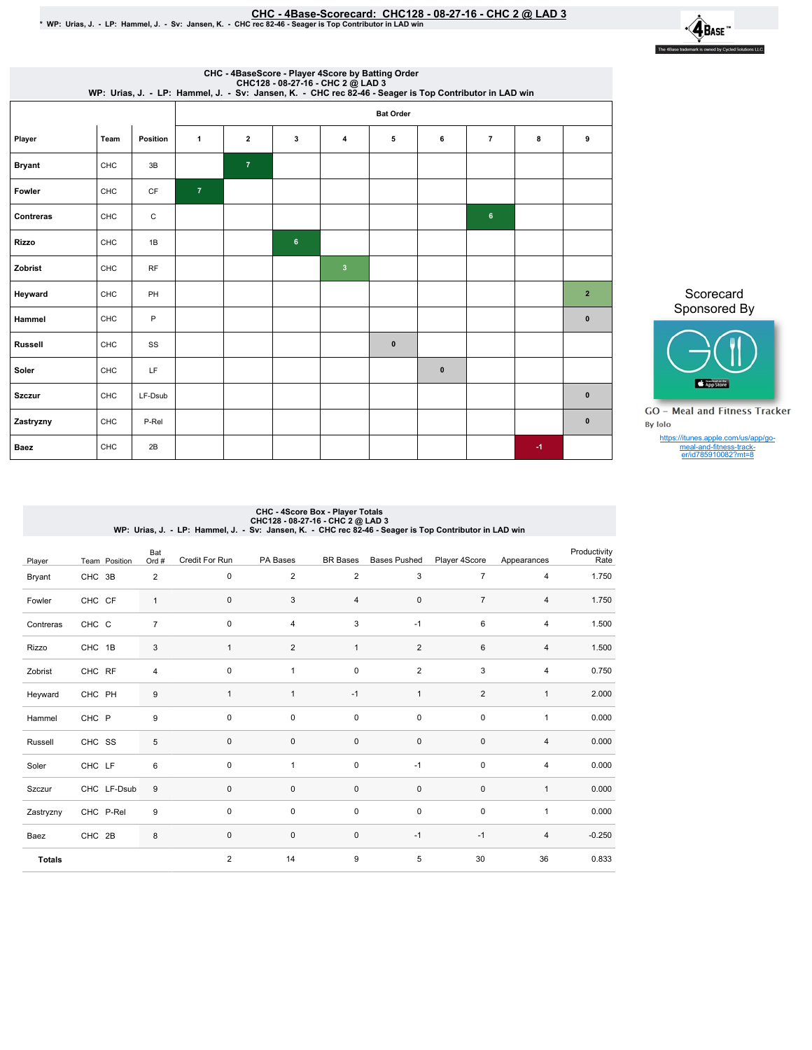# CHC - 4Base-Scorecard: CHC128 - 08-27-16 - CHC 2 @ LAD 3

* WP: Urias, J. - LP: Hammel, J. - Sv: Jansen, K. - CHC rec 82-46 - Seager is Top Contributor in LAD win

## CHC - 4BaseScore - Player 4Score by Batting Order
CHC128 - 08-27-16 - CHC 2 @ LAD 3
WP: Urias, J. - LP: Hammel, J. - Sv: Jansen, K. - CHC rec 82-46 - Seager is Top Contributor in LAD win

| | | | Bat Order | | | | | | | | |
|---|---|---|---|---|---|---|---|---|---|---|---|
| Player | Team | Position | 1 | 2 | 3 | 4 | 5 | 6 | 7 | 8 | 9 |
| Bryant | CHC | 3B | | 7 | | | | | | | |
| Fowler | CHC | CF | 7 | | | | | | | | |
| Contreras | CHC | C | | | | | | | 6 | | |
| Rizzo | CHC | 1B | | | 6 | | | | | | |
| Zobrist | CHC | RF | | | | 3 | | | | | |
| Heyward | CHC | PH | | | | | | | | | 2 |
| Hammel | CHC | P | | | | | | | | | 0 |
| Russell | CHC | SS | | | | | 0 | | | | |
| Soler | CHC | LF | | | | | | 0 | | | |
| Szczur | CHC | LF-Dsub | | | | | | | | | 0 |
| Zastryzny | CHC | P-Rel | | | | | | | | | 0 |
| Baez | CHC | 2B | | | | | | | | -1 | |

Scorecard Sponsored By

GO - Meal and Fitness Tracker
By Iolo

https://itunes.apple.com/us/app/go-meal-and-fitness-track-er/id785910082?mt=8

## CHC - 4Score Box - Player Totals
CHC128 - 08-27-16 - CHC 2 @ LAD 3
WP: Urias, J. - LP: Hammel, J. - Sv: Jansen, K. - CHC rec 82-46 - Seager is Top Contributor in LAD win

| Player | Team | Position | Bat Ord # | Credit For Run | PA Bases | BR Bases | Bases Pushed | Player 4Score | Appearances | Productivity Rate |
|---|---|---|---|---|---|---|---|---|---|---|
| Bryant | CHC | 3B | 2 | 0 | 2 | 2 | 3 | 7 | 4 | 1.750 |
| Fowler | CHC | CF | 1 | 0 | 3 | 4 | 0 | 7 | 4 | 1.750 |
| Contreras | CHC | C | 7 | 0 | 4 | 3 | -1 | 6 | 4 | 1.500 |
| Rizzo | CHC | 1B | 3 | 1 | 2 | 1 | 2 | 6 | 4 | 1.500 |
| Zobrist | CHC | RF | 4 | 0 | 1 | 0 | 2 | 3 | 4 | 0.750 |
| Heyward | CHC | PH | 9 | 1 | 1 | -1 | 1 | 2 | 1 | 2.000 |
| Hammel | CHC | P | 9 | 0 | 0 | 0 | 0 | 0 | 1 | 0.000 |
| Russell | CHC | SS | 5 | 0 | 0 | 0 | 0 | 0 | 4 | 0.000 |
| Soler | CHC | LF | 6 | 0 | 1 | 0 | -1 | 0 | 4 | 0.000 |
| Szczur | CHC | LF-Dsub | 9 | 0 | 0 | 0 | 0 | 0 | 1 | 0.000 |
| Zastryzny | CHC | P-Rel | 9 | 0 | 0 | 0 | 0 | 0 | 1 | 0.000 |
| Baez | CHC | 2B | 8 | 0 | 0 | 0 | -1 | -1 | 4 | -0.250 |
| **Totals** | | | | 2 | 14 | 9 | 5 | 30 | 36 | 0.833 |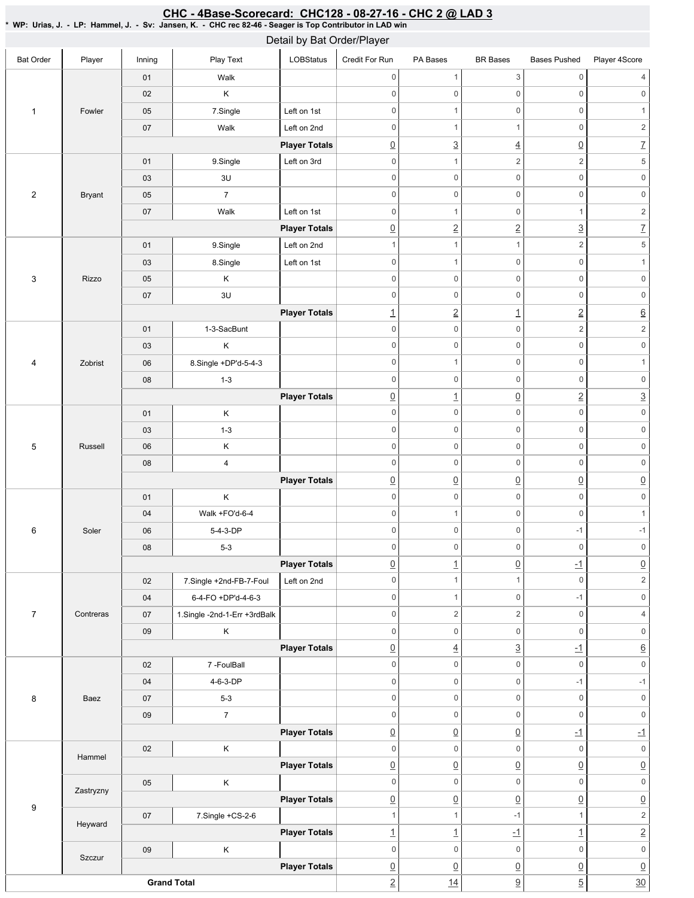# CHC - 4Base-Scorecard: CHC128 - 08-27-16 - CHC 2 @ LAD 3

* WP: Urias, J. - LP: Hammel, J. - Sv: Jansen, K. - CHC rec 82-46 - Seager is Top Contributor in LAD win

## Detail by Bat Order/Player

| Bat Order | Player | Inning | Play Text | LOBStatus | Credit For Run | PA Bases | BR Bases | Bases Pushed | Player 4Score |
|---|---|---|---|---|---|---|---|---|---|
| 1 | Fowler | 01 | Walk | | 0 | 1 | 3 | 0 | 4 |
| | | 02 | K | | 0 | 0 | 0 | 0 | 0 |
| | | 05 | 7.Single | Left on 1st | 0 | 1 | 0 | 0 | 1 |
| | | 07 | Walk | Left on 2nd | 0 | 1 | 1 | 0 | 2 |
| | | | | **Player Totals** | 0 | 3 | 4 | 0 | 7 |
| 2 | Bryant | 01 | 9.Single | Left on 3rd | 0 | 1 | 2 | 2 | 5 |
| | | 03 | 3U | | 0 | 0 | 0 | 0 | 0 |
| | | 05 | 7 | | 0 | 0 | 0 | 0 | 0 |
| | | 07 | Walk | Left on 1st | 0 | 1 | 0 | 1 | 2 |
| | | | | **Player Totals** | 0 | 2 | 2 | 3 | 7 |
| 3 | Rizzo | 01 | 9.Single | Left on 2nd | 1 | 1 | 1 | 2 | 5 |
| | | 03 | 8.Single | Left on 1st | 0 | 1 | 0 | 0 | 1 |
| | | 05 | K | | 0 | 0 | 0 | 0 | 0 |
| | | 07 | 3U | | 0 | 0 | 0 | 0 | 0 |
| | | | | **Player Totals** | 1 | 2 | 1 | 2 | 6 |
| 4 | Zobrist | 01 | 1-3-SacBunt | | 0 | 0 | 0 | 2 | 2 |
| | | 03 | K | | 0 | 0 | 0 | 0 | 0 |
| | | 06 | 8.Single +DP'd-5-4-3 | | 0 | 1 | 0 | 0 | 1 |
| | | 08 | 1-3 | | 0 | 0 | 0 | 0 | 0 |
| | | | | **Player Totals** | 0 | 1 | 0 | 2 | 3 |
| 5 | Russell | 01 | K | | 0 | 0 | 0 | 0 | 0 |
| | | 03 | 1-3 | | 0 | 0 | 0 | 0 | 0 |
| | | 06 | K | | 0 | 0 | 0 | 0 | 0 |
| | | 08 | 4 | | 0 | 0 | 0 | 0 | 0 |
| | | | | **Player Totals** | 0 | 0 | 0 | 0 | 0 |
| 6 | Soler | 01 | K | | 0 | 0 | 0 | 0 | 0 |
| | | 04 | Walk +FO'd-6-4 | | 0 | 1 | 0 | 0 | 1 |
| | | 06 | 5-4-3-DP | | 0 | 0 | 0 | -1 | -1 |
| | | 08 | 5-3 | | 0 | 0 | 0 | 0 | 0 |
| | | | | **Player Totals** | 0 | 1 | 0 | -1 | 0 |
| 7 | Contreras | 02 | 7.Single +2nd-FB-7-Foul | Left on 2nd | 0 | 1 | 1 | 0 | 2 |
| | | 04 | 6-4-FO +DP'd-4-6-3 | | 0 | 1 | 0 | -1 | 0 |
| | | 07 | 1.Single -2nd-1-Err +3rdBalk | | 0 | 2 | 2 | 0 | 4 |
| | | 09 | K | | 0 | 0 | 0 | 0 | 0 |
| | | | | **Player Totals** | 0 | 4 | 3 | -1 | 6 |
| 8 | Baez | 02 | 7 -FoulBall | | 0 | 0 | 0 | 0 | 0 |
| | | 04 | 4-6-3-DP | | 0 | 0 | 0 | -1 | -1 |
| | | 07 | 5-3 | | 0 | 0 | 0 | 0 | 0 |
| | | 09 | 7 | | 0 | 0 | 0 | 0 | 0 |
| | | | | **Player Totals** | 0 | 0 | 0 | -1 | -1 |
| 9 | Hammel | 02 | K | | 0 | 0 | 0 | 0 | 0 |
| | | | | **Player Totals** | 0 | 0 | 0 | 0 | 0 |
| | Zastryzny | 05 | K | | 0 | 0 | 0 | 0 | 0 |
| | | | | **Player Totals** | 0 | 0 | 0 | 0 | 0 |
| | Heyward | 07 | 7.Single +CS-2-6 | | 1 | 1 | -1 | 1 | 2 |
| | | | | **Player Totals** | 1 | 1 | -1 | 1 | 2 |
| | Szczur | 09 | K | | 0 | 0 | 0 | 0 | 0 |
| | | | | **Player Totals** | 0 | 0 | 0 | 0 | 0 |
| **Grand Total** | | | | | 2 | 14 | 9 | 5 | 30 |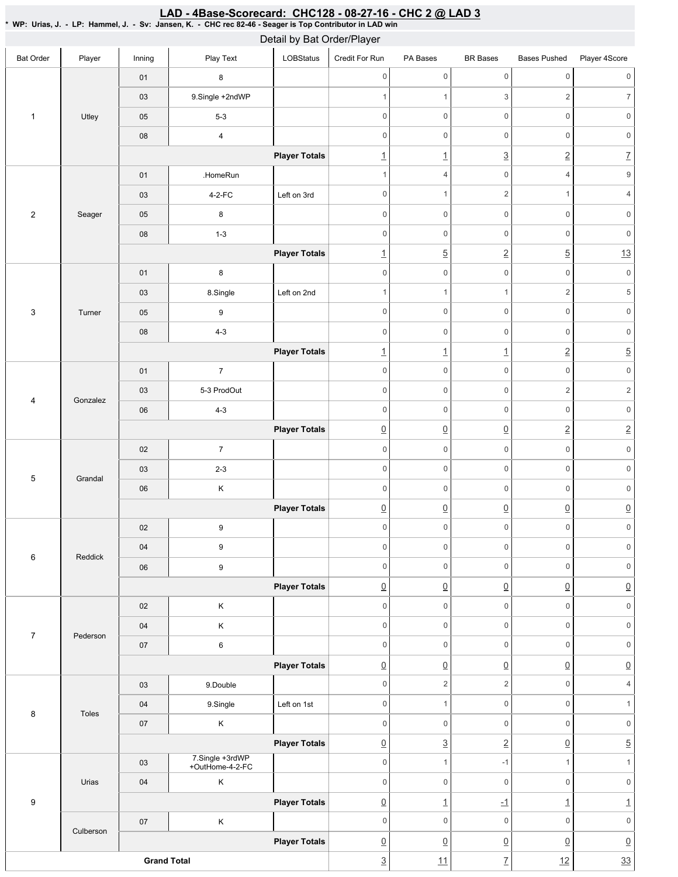## LAD - 4Base-Scorecard: CHC128 - 08-27-16 - CHC 2 @ LAD 3

* WP: Urias, J. - LP: Hammel, J. - Sv: Jansen, K. - CHC rec 82-46 - Seager is Top Contributor in LAD win

### Detail by Bat Order/Player

| Bat Order | Player | Inning | Play Text | LOBStatus | Credit For Run | PA Bases | BR Bases | Bases Pushed | Player 4Score |
|---|---|---|---|---|---|---|---|---|---|
| 1 | Utley | 01 | 8 | | 0 | 0 | 0 | 0 | 0 |
| | | 03 | 9.Single +2ndWP | | 1 | 1 | 3 | 2 | 7 |
| | | 05 | 5-3 | | 0 | 0 | 0 | 0 | 0 |
| | | 08 | 4 | | 0 | 0 | 0 | 0 | 0 |
| | | | | **Player Totals** | 1 | 1 | 3 | 2 | 7 |
| 2 | Seager | 01 | .HomeRun | | 1 | 4 | 0 | 4 | 9 |
| | | 03 | 4-2-FC | Left on 3rd | 0 | 1 | 2 | 1 | 4 |
| | | 05 | 8 | | 0 | 0 | 0 | 0 | 0 |
| | | 08 | 1-3 | | 0 | 0 | 0 | 0 | 0 |
| | | | | **Player Totals** | 1 | 5 | 2 | 5 | 13 |
| 3 | Turner | 01 | 8 | | 0 | 0 | 0 | 0 | 0 |
| | | 03 | 8.Single | Left on 2nd | 1 | 1 | 1 | 2 | 5 |
| | | 05 | 9 | | 0 | 0 | 0 | 0 | 0 |
| | | 08 | 4-3 | | 0 | 0 | 0 | 0 | 0 |
| | | | | **Player Totals** | 1 | 1 | 1 | 2 | 5 |
| 4 | Gonzalez | 01 | 7 | | 0 | 0 | 0 | 0 | 0 |
| | | 03 | 5-3 ProdOut | | 0 | 0 | 0 | 2 | 2 |
| | | 06 | 4-3 | | 0 | 0 | 0 | 0 | 0 |
| | | | | **Player Totals** | 0 | 0 | 0 | 2 | 2 |
| 5 | Grandal | 02 | 7 | | 0 | 0 | 0 | 0 | 0 |
| | | 03 | 2-3 | | 0 | 0 | 0 | 0 | 0 |
| | | 06 | K | | 0 | 0 | 0 | 0 | 0 |
| | | | | **Player Totals** | 0 | 0 | 0 | 0 | 0 |
| 6 | Reddick | 02 | 9 | | 0 | 0 | 0 | 0 | 0 |
| | | 04 | 9 | | 0 | 0 | 0 | 0 | 0 |
| | | 06 | 9 | | 0 | 0 | 0 | 0 | 0 |
| | | | | **Player Totals** | 0 | 0 | 0 | 0 | 0 |
| 7 | Pederson | 02 | K | | 0 | 0 | 0 | 0 | 0 |
| | | 04 | K | | 0 | 0 | 0 | 0 | 0 |
| | | 07 | 6 | | 0 | 0 | 0 | 0 | 0 |
| | | | | **Player Totals** | 0 | 0 | 0 | 0 | 0 |
| 8 | Toles | 03 | 9.Double | | 0 | 2 | 2 | 0 | 4 |
| | | 04 | 9.Single | Left on 1st | 0 | 1 | 0 | 0 | 1 |
| | | 07 | K | | 0 | 0 | 0 | 0 | 0 |
| | | | | **Player Totals** | 0 | 3 | 2 | 0 | 5 |
| 9 | Urias | 03 | 7.Single +3rdWP +OutHome-4-2-FC | | 0 | 1 | -1 | 1 | 1 |
| | | 04 | K | | 0 | 0 | 0 | 0 | 0 |
| | | | | **Player Totals** | 0 | 1 | -1 | 1 | 1 |
| | Culberson | 07 | K | | 0 | 0 | 0 | 0 | 0 |
| | | | | **Player Totals** | 0 | 0 | 0 | 0 | 0 |
| **Grand Total** | | | | | 3 | 11 | 7 | 12 | 33 |